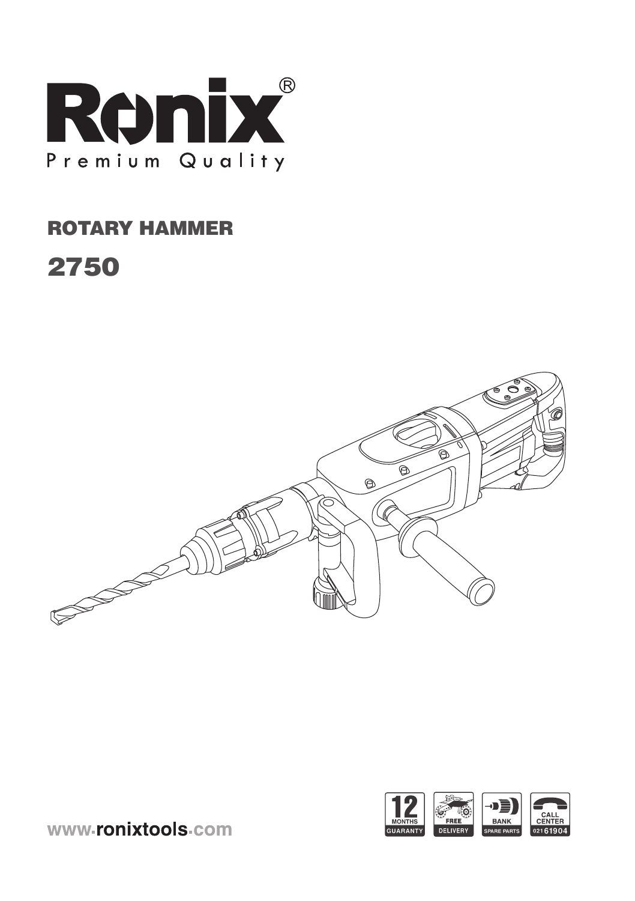# Ronix®

Premium Quality

## ROTARY HAMMER

## 2750

www.ronixtools.com

12 MONTHS GUARANTY

FREE DELIVERY

BANK SPARE PARTS

CALL CENTER 021 61904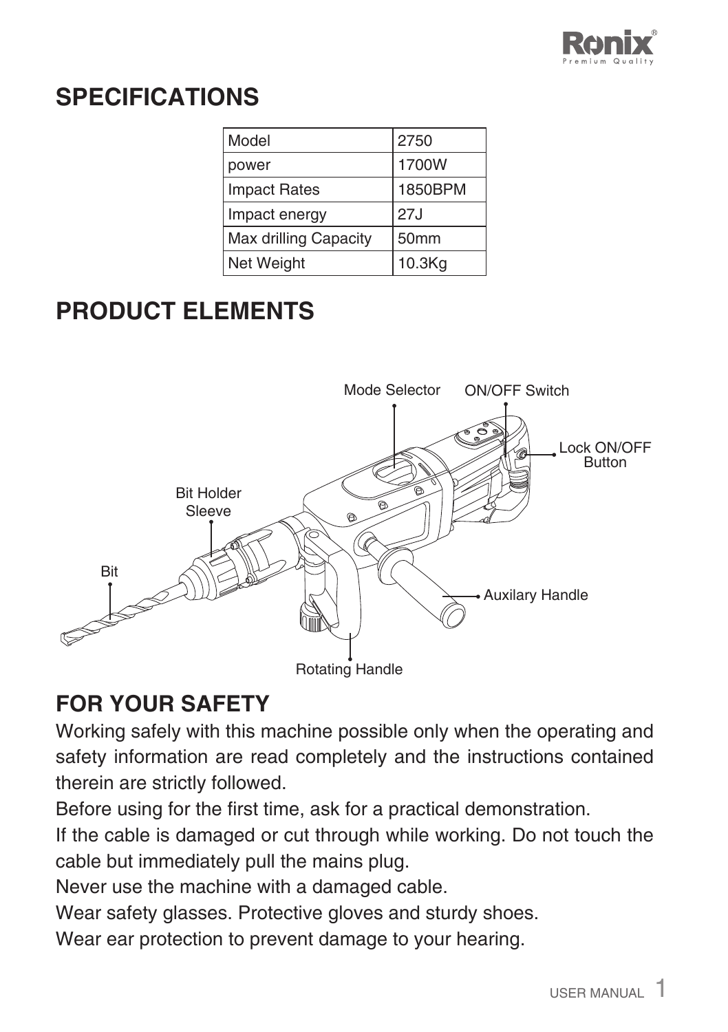## SPECIFICATIONS

| Model | 2750 |
|---|---|
| power | 1700W |
| Impact Rates | 1850BPM |
| Impact energy | 27J |
| Max drilling Capacity | 50mm |
| Net Weight | 10.3Kg |

## PRODUCT ELEMENTS

Mode Selector
ON/OFF Switch
Lock ON/OFF Button
Bit Holder Sleeve
Bit
Auxilary Handle
Rotating Handle

## FOR YOUR SAFETY

Working safely with this machine possible only when the operating and safety information are read completely and the instructions contained therein are strictly followed.

Before using for the first time, ask for a practical demonstration.

If the cable is damaged or cut through while working. Do not touch the cable but immediately pull the mains plug.

Never use the machine with a damaged cable.

Wear safety glasses. Protective gloves and sturdy shoes.

Wear ear protection to prevent damage to your hearing.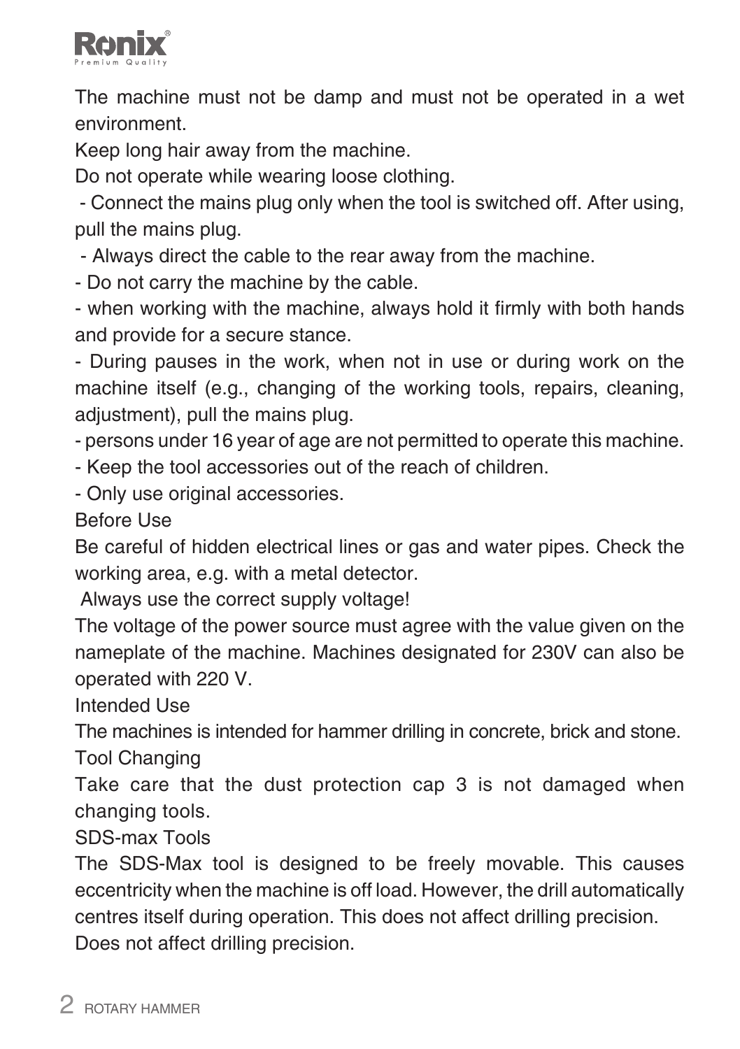The machine must not be damp and must not be operated in a wet environment.

Keep long hair away from the machine.

Do not operate while wearing loose clothing.

- Connect the mains plug only when the tool is switched off. After using, pull the mains plug.
- Always direct the cable to the rear away from the machine.
- Do not carry the machine by the cable.
- when working with the machine, always hold it firmly with both hands and provide for a secure stance.
- During pauses in the work, when not in use or during work on the machine itself (e.g., changing of the working tools, repairs, cleaning, adjustment), pull the mains plug.
- persons under 16 year of age are not permitted to operate this machine.
- Keep the tool accessories out of the reach of children.
- Only use original accessories.

## Before Use

Be careful of hidden electrical lines or gas and water pipes. Check the working area, e.g. with a metal detector.

Always use the correct supply voltage!

The voltage of the power source must agree with the value given on the nameplate of the machine. Machines designated for 230V can also be operated with 220 V.

## Intended Use

The machines is intended for hammer drilling in concrete, brick and stone.

## Tool Changing

Take care that the dust protection cap 3 is not damaged when changing tools.

## SDS-max Tools

The SDS-Max tool is designed to be freely movable. This causes eccentricity when the machine is off load. However, the drill automatically centres itself during operation. This does not affect drilling precision.

Does not affect drilling precision.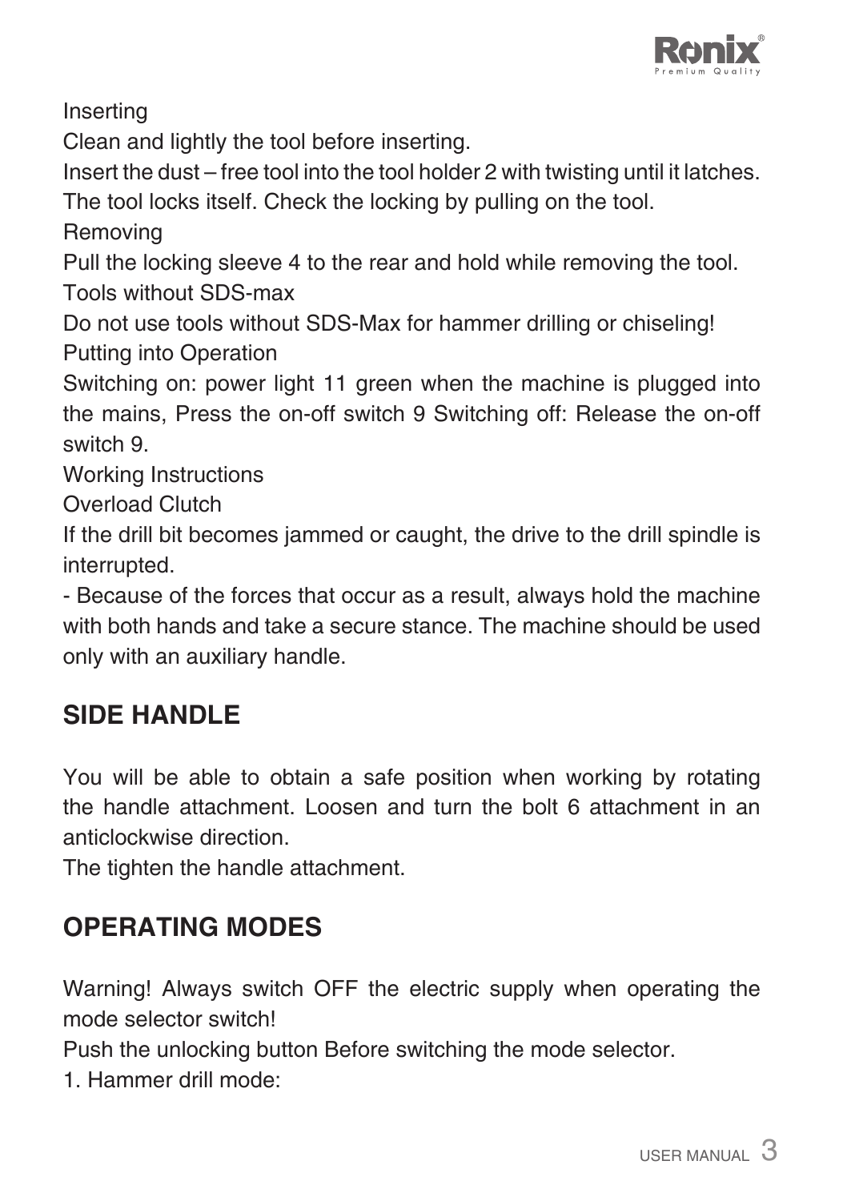Inserting

Clean and lightly the tool before inserting.

Insert the dust – free tool into the tool holder 2 with twisting until it latches. The tool locks itself. Check the locking by pulling on the tool.

Removing

Pull the locking sleeve 4 to the rear and hold while removing the tool.

Tools without SDS-max

Do not use tools without SDS-Max for hammer drilling or chiseling!

Putting into Operation

Switching on: power light 11 green when the machine is plugged into the mains, Press the on-off switch 9 Switching off: Release the on-off switch 9.

Working Instructions

Overload Clutch

If the drill bit becomes jammed or caught, the drive to the drill spindle is interrupted.

- Because of the forces that occur as a result, always hold the machine with both hands and take a secure stance. The machine should be used only with an auxiliary handle.

## SIDE HANDLE

You will be able to obtain a safe position when working by rotating the handle attachment. Loosen and turn the bolt 6 attachment in an anticlockwise direction.

The tighten the handle attachment.

## OPERATING MODES

Warning! Always switch OFF the electric supply when operating the mode selector switch!

Push the unlocking button Before switching the mode selector.

1. Hammer drill mode: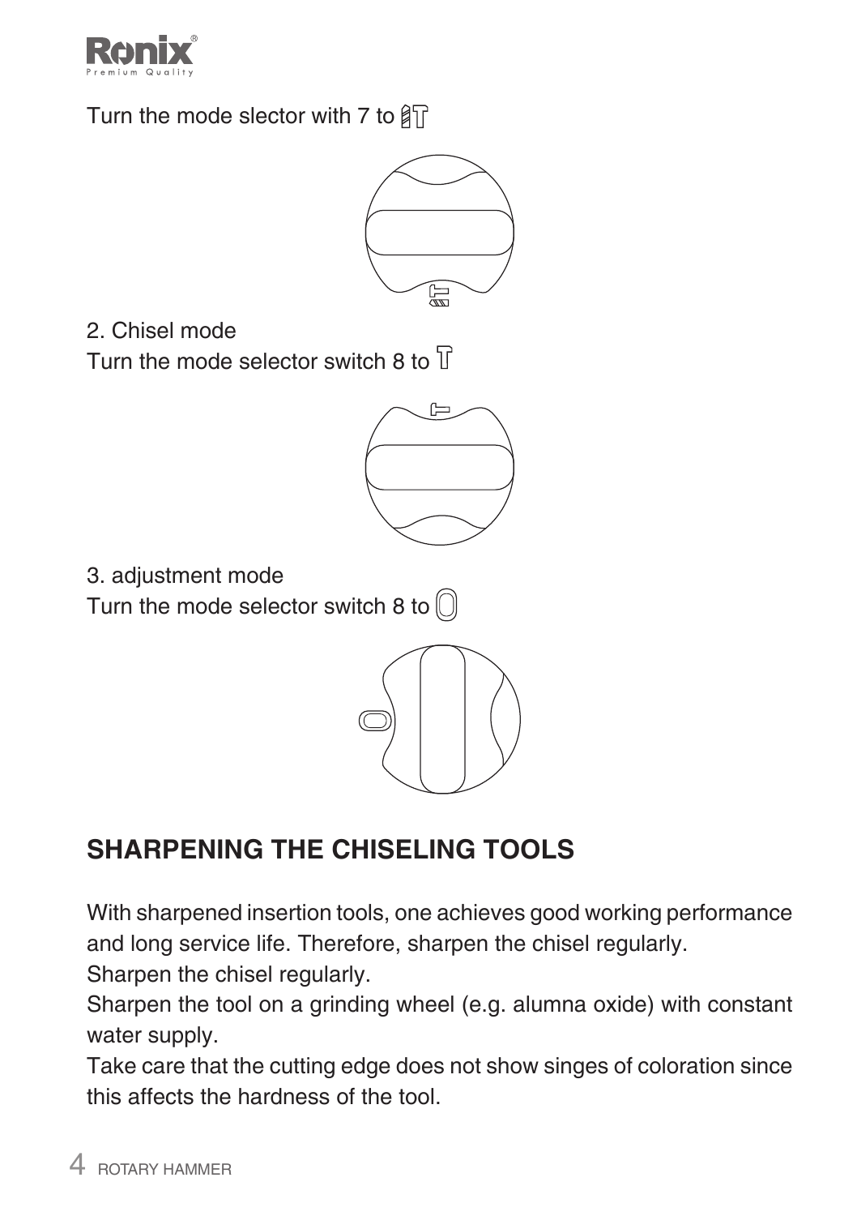Turn the mode slector with 7 to

2. Chisel mode

Turn the mode selector switch 8 to

3. adjustment mode

Turn the mode selector switch 8 to

## SHARPENING THE CHISELING TOOLS

With sharpened insertion tools, one achieves good working performance and long service life. Therefore, sharpen the chisel regularly.

Sharpen the chisel regularly.

Sharpen the tool on a grinding wheel (e.g. alumna oxide) with constant water supply.

Take care that the cutting edge does not show singes of coloration since this affects the hardness of the tool.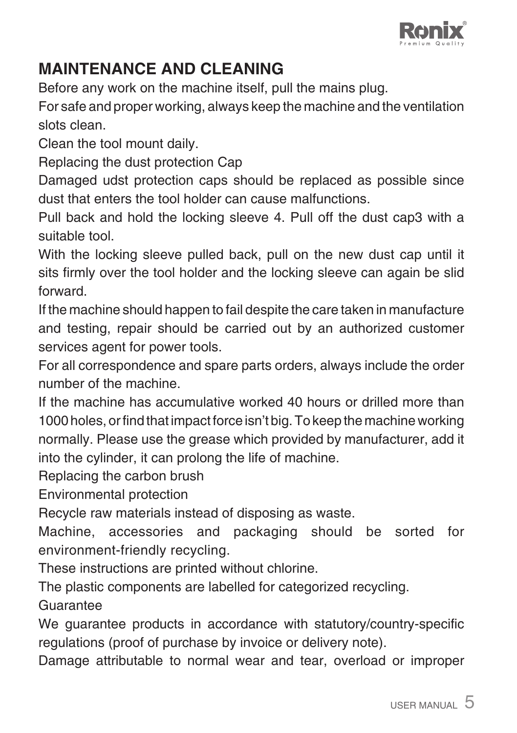## MAINTENANCE AND CLEANING

Before any work on the machine itself, pull the mains plug.

For safe and proper working, always keep the machine and the ventilation slots clean.

Clean the tool mount daily.

Replacing the dust protection Cap

Damaged udst protection caps should be replaced as possible since dust that enters the tool holder can cause malfunctions.

Pull back and hold the locking sleeve 4. Pull off the dust cap3 with a suitable tool.

With the locking sleeve pulled back, pull on the new dust cap until it sits firmly over the tool holder and the locking sleeve can again be slid forward.

If the machine should happen to fail despite the care taken in manufacture and testing, repair should be carried out by an authorized customer services agent for power tools.

For all correspondence and spare parts orders, always include the order number of the machine.

If the machine has accumulative worked 40 hours or drilled more than 1000 holes, or find that impact force isn't big. To keep the machine working normally. Please use the grease which provided by manufacturer, add it into the cylinder, it can prolong the life of machine.

Replacing the carbon brush

Environmental protection

Recycle raw materials instead of disposing as waste.

Machine, accessories and packaging should be sorted for environment-friendly recycling.

These instructions are printed without chlorine.

The plastic components are labelled for categorized recycling.

Guarantee

We guarantee products in accordance with statutory/country-specific regulations (proof of purchase by invoice or delivery note).

Damage attributable to normal wear and tear, overload or improper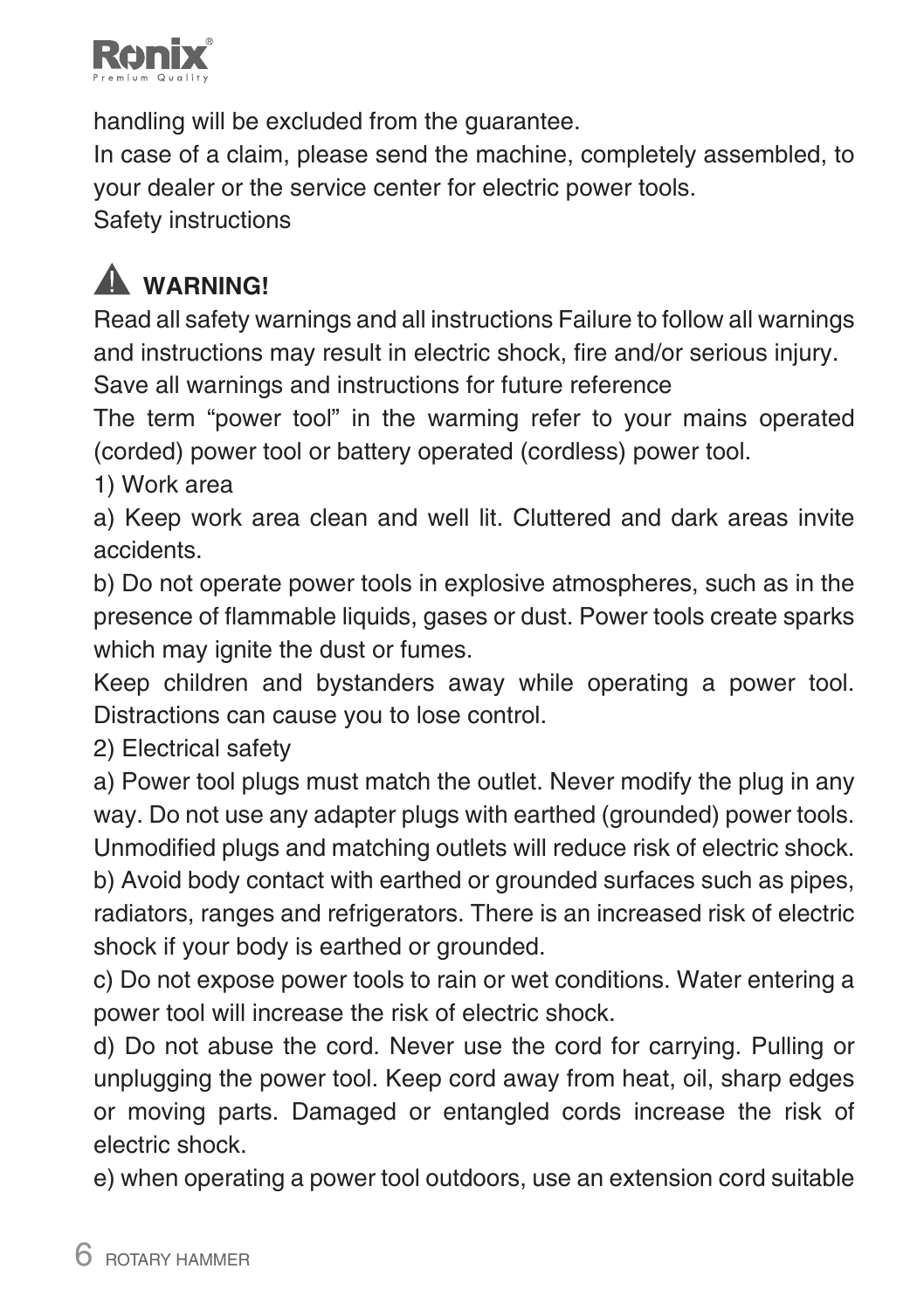handling will be excluded from the guarantee.

In case of a claim, please send the machine, completely assembled, to your dealer or the service center for electric power tools.

Safety instructions

## ⚠ WARNING!

Read all safety warnings and all instructions Failure to follow all warnings and instructions may result in electric shock, fire and/or serious injury.

Save all warnings and instructions for future reference

The term “power tool” in the warming refer to your mains operated (corded) power tool or battery operated (cordless) power tool.

1) Work area

a) Keep work area clean and well lit. Cluttered and dark areas invite accidents.

b) Do not operate power tools in explosive atmospheres, such as in the presence of flammable liquids, gases or dust. Power tools create sparks which may ignite the dust or fumes.

Keep children and bystanders away while operating a power tool. Distractions can cause you to lose control.

2) Electrical safety

a) Power tool plugs must match the outlet. Never modify the plug in any way. Do not use any adapter plugs with earthed (grounded) power tools. Unmodified plugs and matching outlets will reduce risk of electric shock.

b) Avoid body contact with earthed or grounded surfaces such as pipes, radiators, ranges and refrigerators. There is an increased risk of electric shock if your body is earthed or grounded.

c) Do not expose power tools to rain or wet conditions. Water entering a power tool will increase the risk of electric shock.

d) Do not abuse the cord. Never use the cord for carrying. Pulling or unplugging the power tool. Keep cord away from heat, oil, sharp edges or moving parts. Damaged or entangled cords increase the risk of electric shock.

e) when operating a power tool outdoors, use an extension cord suitable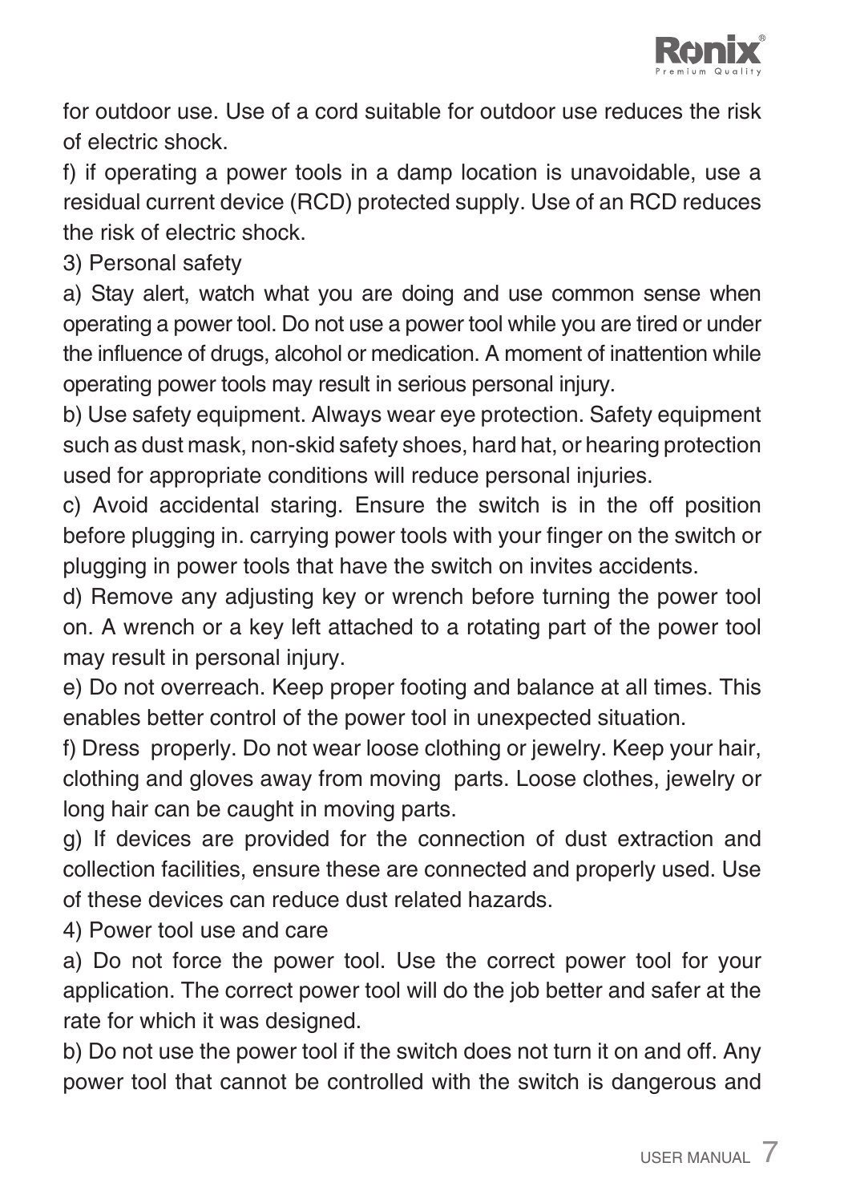for outdoor use. Use of a cord suitable for outdoor use reduces the risk of electric shock.

f) if operating a power tools in a damp location is unavoidable, use a residual current device (RCD) protected supply. Use of an RCD reduces the risk of electric shock.

3) Personal safety

a) Stay alert, watch what you are doing and use common sense when operating a power tool. Do not use a power tool while you are tired or under the influence of drugs, alcohol or medication. A moment of inattention while operating power tools may result in serious personal injury.

b) Use safety equipment. Always wear eye protection. Safety equipment such as dust mask, non-skid safety shoes, hard hat, or hearing protection used for appropriate conditions will reduce personal injuries.

c) Avoid accidental staring. Ensure the switch is in the off position before plugging in. carrying power tools with your finger on the switch or plugging in power tools that have the switch on invites accidents.

d) Remove any adjusting key or wrench before turning the power tool on. A wrench or a key left attached to a rotating part of the power tool may result in personal injury.

e) Do not overreach. Keep proper footing and balance at all times. This enables better control of the power tool in unexpected situation.

f) Dress properly. Do not wear loose clothing or jewelry. Keep your hair, clothing and gloves away from moving parts. Loose clothes, jewelry or long hair can be caught in moving parts.

g) If devices are provided for the connection of dust extraction and collection facilities, ensure these are connected and properly used. Use of these devices can reduce dust related hazards.

4) Power tool use and care

a) Do not force the power tool. Use the correct power tool for your application. The correct power tool will do the job better and safer at the rate for which it was designed.

b) Do not use the power tool if the switch does not turn it on and off. Any power tool that cannot be controlled with the switch is dangerous and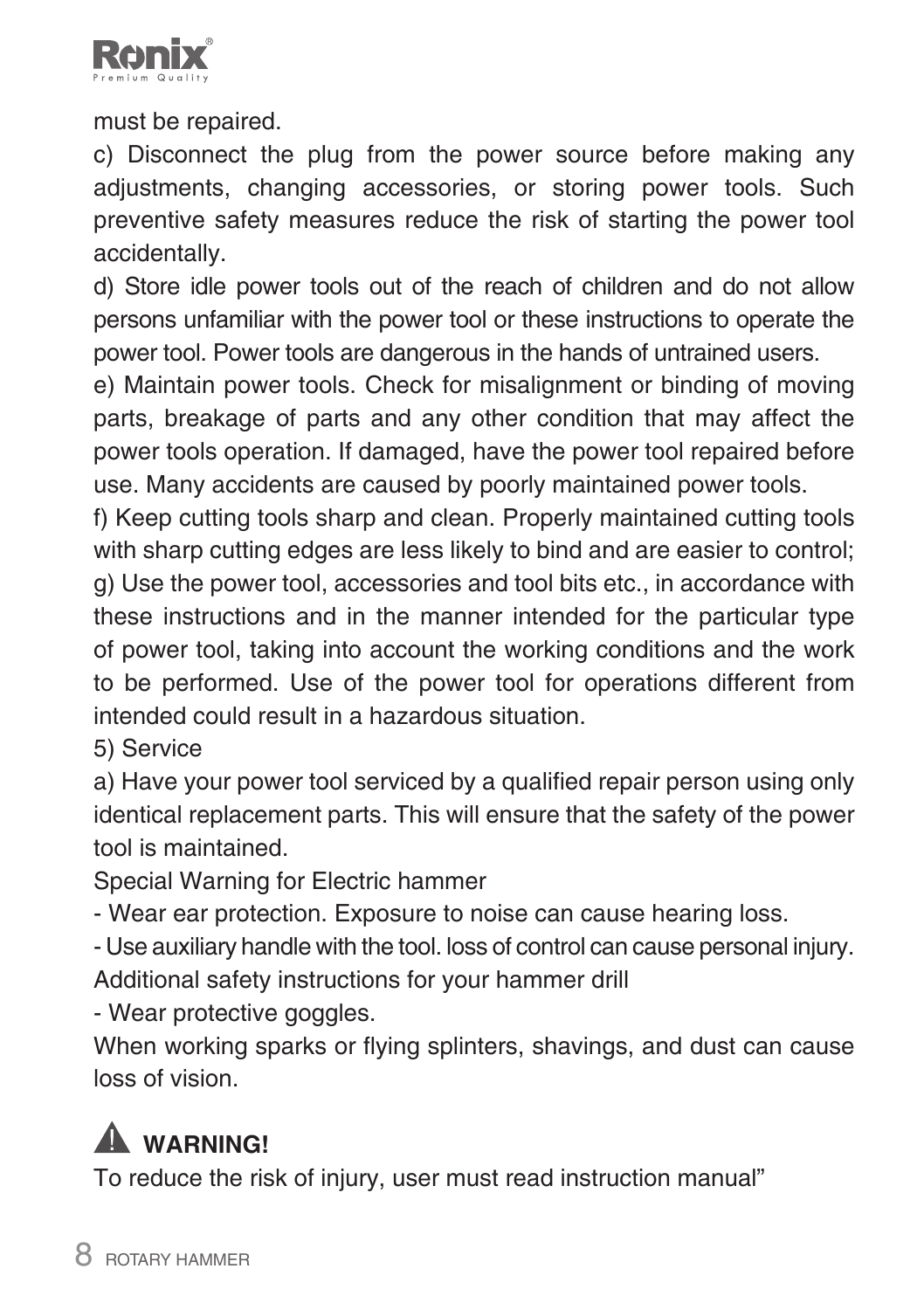must be repaired.

c) Disconnect the plug from the power source before making any adjustments, changing accessories, or storing power tools. Such preventive safety measures reduce the risk of starting the power tool accidentally.

d) Store idle power tools out of the reach of children and do not allow persons unfamiliar with the power tool or these instructions to operate the power tool. Power tools are dangerous in the hands of untrained users.

e) Maintain power tools. Check for misalignment or binding of moving parts, breakage of parts and any other condition that may affect the power tools operation. If damaged, have the power tool repaired before use. Many accidents are caused by poorly maintained power tools.

f) Keep cutting tools sharp and clean. Properly maintained cutting tools with sharp cutting edges are less likely to bind and are easier to control;

g) Use the power tool, accessories and tool bits etc., in accordance with these instructions and in the manner intended for the particular type of power tool, taking into account the working conditions and the work to be performed. Use of the power tool for operations different from intended could result in a hazardous situation.

5) Service

a) Have your power tool serviced by a qualified repair person using only identical replacement parts. This will ensure that the safety of the power tool is maintained.

Special Warning for Electric hammer

- Wear ear protection. Exposure to noise can cause hearing loss.
- Use auxiliary handle with the tool. loss of control can cause personal injury.

Additional safety instructions for your hammer drill

- Wear protective goggles.

When working sparks or flying splinters, shavings, and dust can cause loss of vision.

**⚠ WARNING!**

To reduce the risk of injury, user must read instruction manual”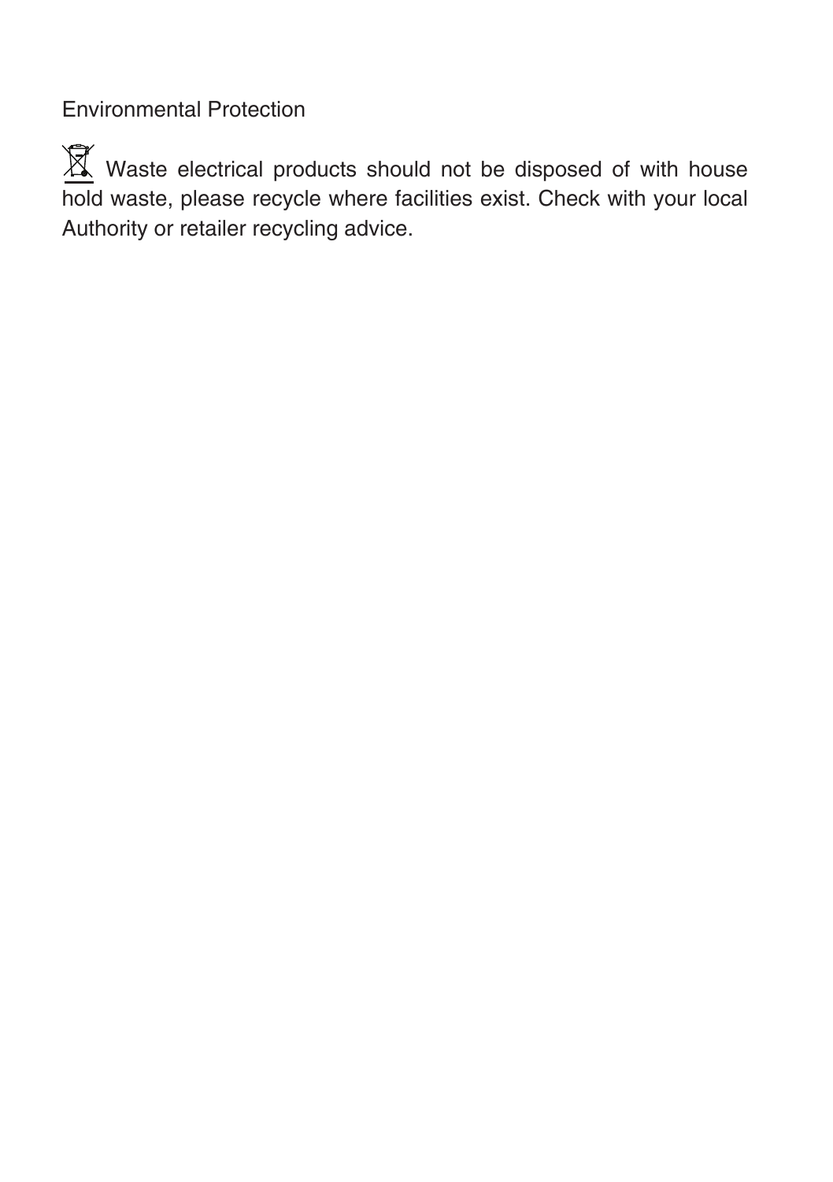## Environmental Protection

Waste electrical products should not be disposed of with house hold waste, please recycle where facilities exist. Check with your local Authority or retailer recycling advice.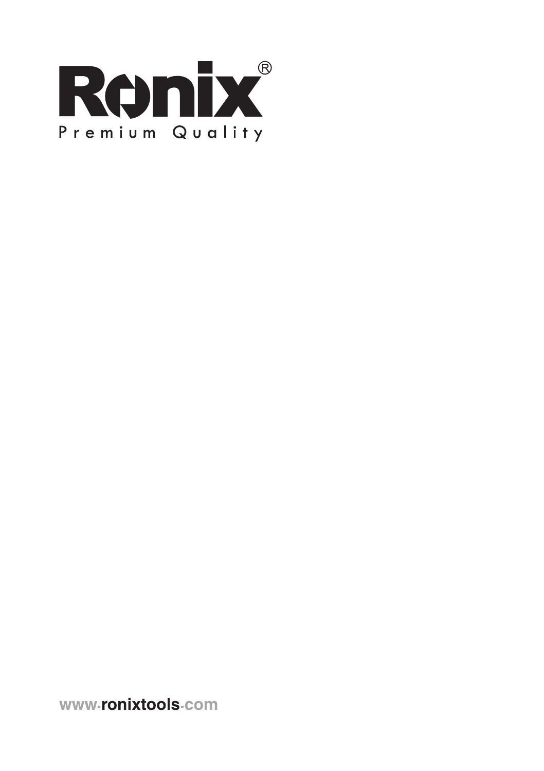Ronix®

Premium Quality

www.ronixtools.com